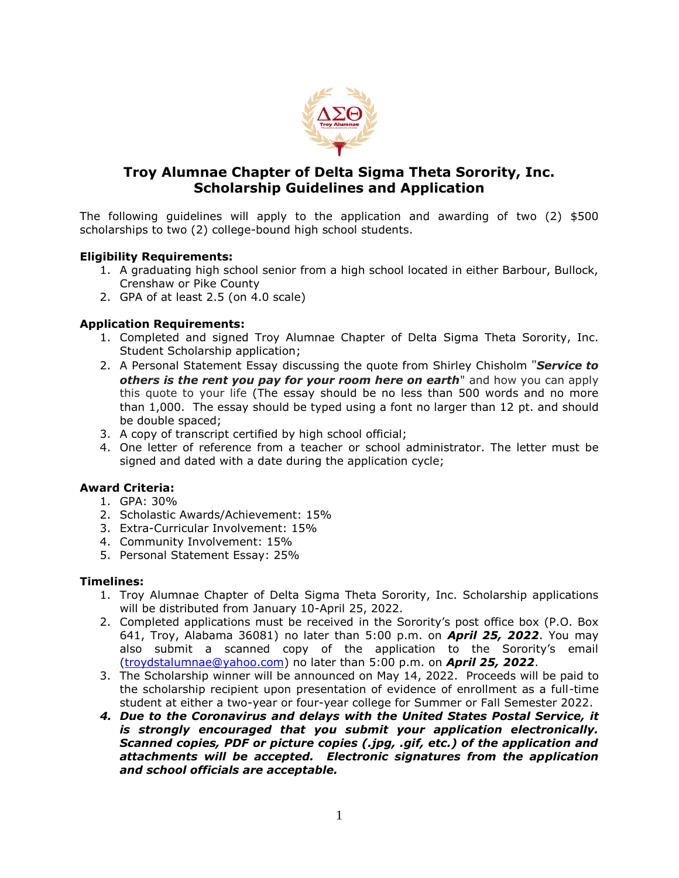# Troy Alumnae Chapter of Delta Sigma Theta Sorority, Inc.
# Scholarship Guidelines and Application

The following guidelines will apply to the application and awarding of two (2) $500 scholarships to two (2) college-bound high school students.

**Eligibility Requirements:**

1. A graduating high school senior from a high school located in either Barbour, Bullock, Crenshaw or Pike County
2. GPA of at least 2.5 (on 4.0 scale)

**Application Requirements:**

1. Completed and signed Troy Alumnae Chapter of Delta Sigma Theta Sorority, Inc. Student Scholarship application;
2. A Personal Statement Essay discussing the quote from Shirley Chisholm "***Service to others is the rent you pay for your room here on earth***" and how you can apply this quote to your life (The essay should be no less than 500 words and no more than 1,000. The essay should be typed using a font no larger than 12 pt. and should be double spaced;
3. A copy of transcript certified by high school official;
4. One letter of reference from a teacher or school administrator. The letter must be signed and dated with a date during the application cycle;

**Award Criteria:**

1. GPA: 30%
2. Scholastic Awards/Achievement: 15%
3. Extra-Curricular Involvement: 15%
4. Community Involvement: 15%
5. Personal Statement Essay: 25%

**Timelines:**

1. Troy Alumnae Chapter of Delta Sigma Theta Sorority, Inc. Scholarship applications will be distributed from January 10-April 25, 2022.
2. Completed applications must be received in the Sorority's post office box (P.O. Box 641, Troy, Alabama 36081) no later than 5:00 p.m. on ***April 25, 2022***. You may also submit a scanned copy of the application to the Sorority's email (troydstalumnae@yahoo.com) no later than 5:00 p.m. on ***April 25, 2022***.
3. The Scholarship winner will be announced on May 14, 2022. Proceeds will be paid to the scholarship recipient upon presentation of evidence of enrollment as a full-time student at either a two-year or four-year college for Summer or Fall Semester 2022.
4. ***Due to the Coronavirus and delays with the United States Postal Service, it is strongly encouraged that you submit your application electronically. Scanned copies, PDF or picture copies (.jpg, .gif, etc.) of the application and attachments will be accepted. Electronic signatures from the application and school officials are acceptable.***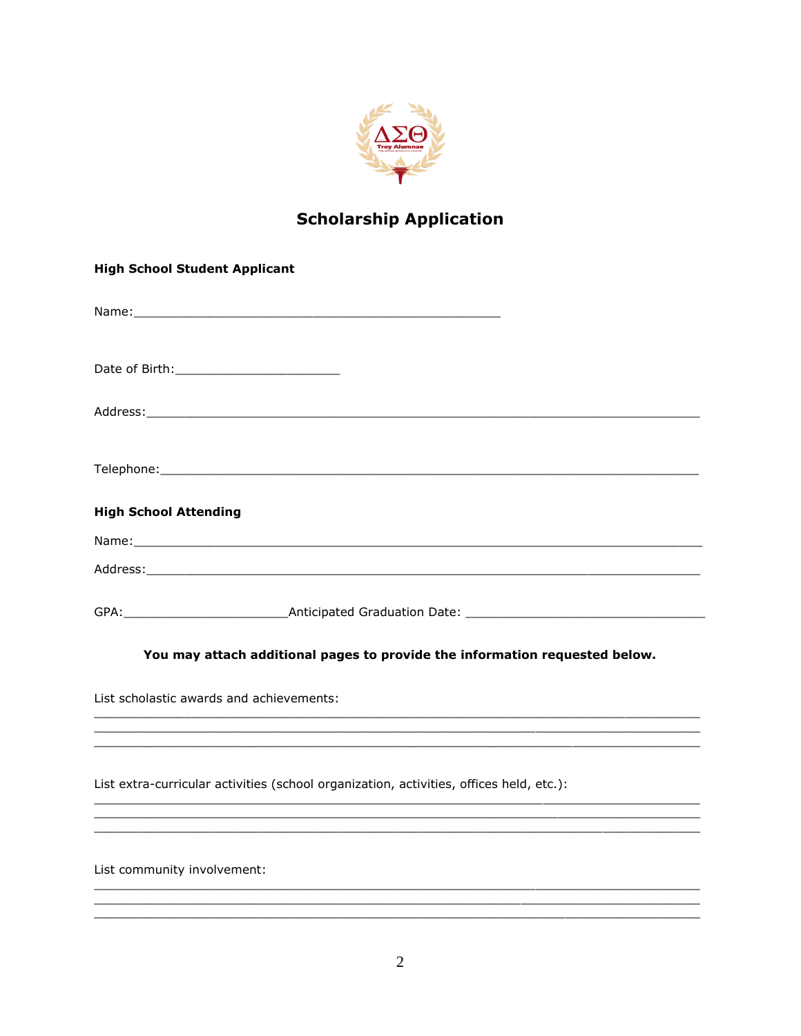# Scholarship Application

**High School Student Applicant**

Name:_______________________________________________

Date of Birth:_____________________

Address:_______________________________________________________________________

Telephone:_____________________________________________________________________

**High School Attending**

Name:_________________________________________________________________________

Address:_______________________________________________________________________

GPA:_____________________Anticipated Graduation Date: ______________________________

**You may attach additional pages to provide the information requested below.**

List scholastic awards and achievements:

_______________________________________________________________________________
_______________________________________________________________________________
_______________________________________________________________________________

List extra-curricular activities (school organization, activities, offices held, etc.):

_______________________________________________________________________________
_______________________________________________________________________________
_______________________________________________________________________________

List community involvement:

_______________________________________________________________________________
_______________________________________________________________________________
_______________________________________________________________________________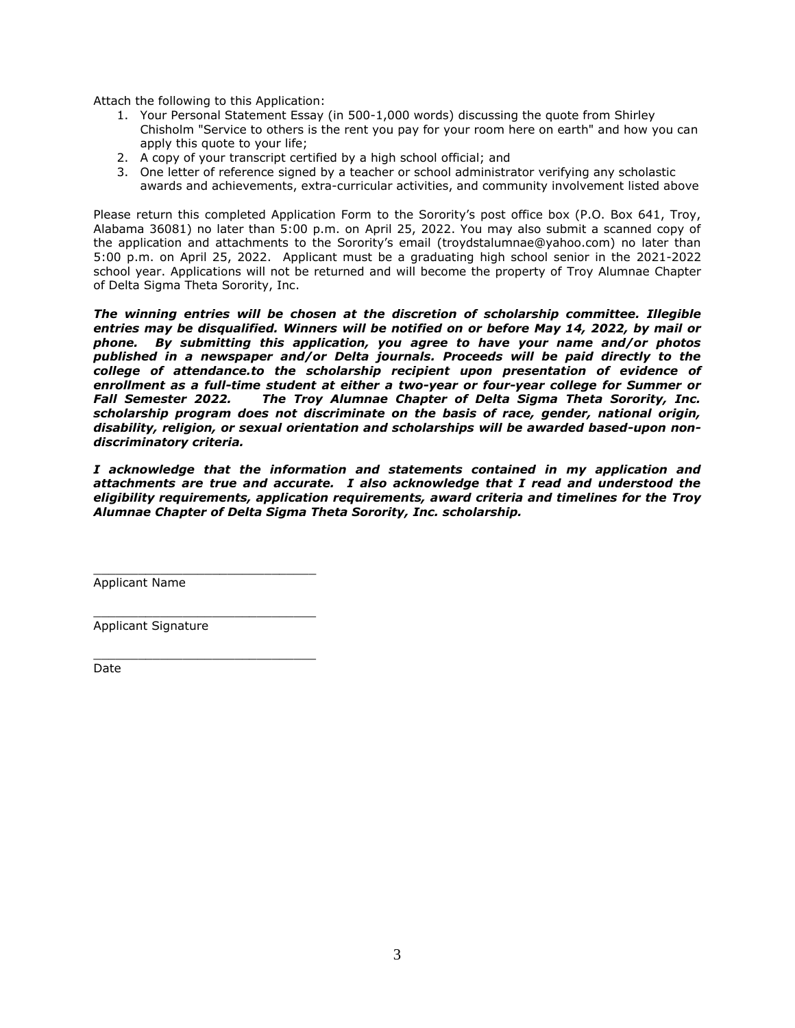Attach the following to this Application:

1. Your Personal Statement Essay (in 500-1,000 words) discussing the quote from Shirley Chisholm "Service to others is the rent you pay for your room here on earth" and how you can apply this quote to your life;
2. A copy of your transcript certified by a high school official; and
3. One letter of reference signed by a teacher or school administrator verifying any scholastic awards and achievements, extra-curricular activities, and community involvement listed above

Please return this completed Application Form to the Sorority's post office box (P.O. Box 641, Troy, Alabama 36081) no later than 5:00 p.m. on April 25, 2022. You may also submit a scanned copy of the application and attachments to the Sorority's email (troydstalumnae@yahoo.com) no later than 5:00 p.m. on April 25, 2022. Applicant must be a graduating high school senior in the 2021-2022 school year. Applications will not be returned and will become the property of Troy Alumnae Chapter of Delta Sigma Theta Sorority, Inc.

***The winning entries will be chosen at the discretion of scholarship committee. Illegible entries may be disqualified. Winners will be notified on or before May 14, 2022, by mail or phone. By submitting this application, you agree to have your name and/or photos published in a newspaper and/or Delta journals. Proceeds will be paid directly to the college of attendance.to the scholarship recipient upon presentation of evidence of enrollment as a full-time student at either a two-year or four-year college for Summer or Fall Semester 2022. The Troy Alumnae Chapter of Delta Sigma Theta Sorority, Inc. scholarship program does not discriminate on the basis of race, gender, national origin, disability, religion, or sexual orientation and scholarships will be awarded based-upon non-discriminatory criteria.***

***I acknowledge that the information and statements contained in my application and attachments are true and accurate. I also acknowledge that I read and understood the eligibility requirements, application requirements, award criteria and timelines for the Troy Alumnae Chapter of Delta Sigma Theta Sorority, Inc. scholarship.***

______________________________
Applicant Name

______________________________
Applicant Signature

______________________________
Date